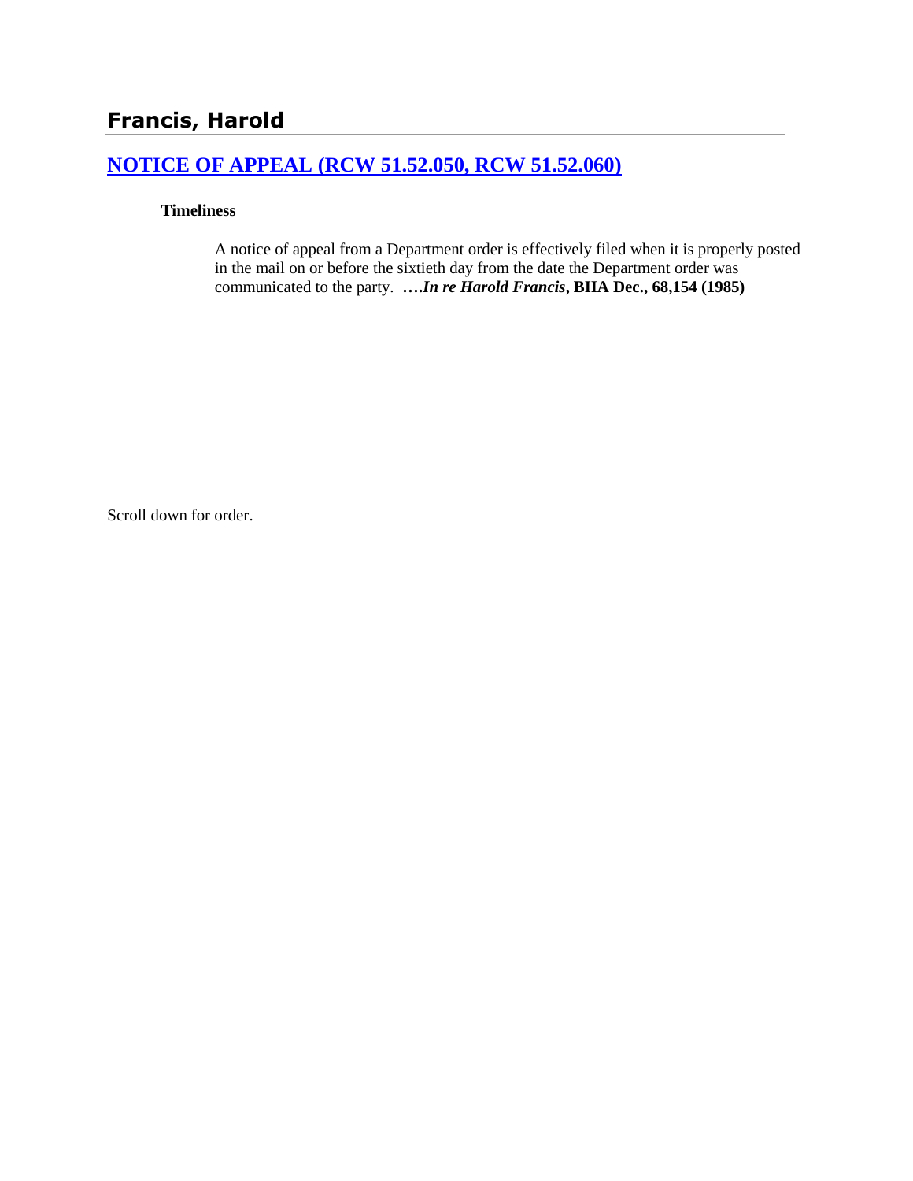# Francis, Harold

## [NOTICE OF APPEAL (RCW 51.52.050, RCW 51.52.060)](#)

**Timeliness**

A notice of appeal from a Department order is effectively filed when it is properly posted in the mail on or before the sixtieth day from the date the Department order was communicated to the party. ***….In re Harold Francis*, BIIA Dec., 68,154 (1985)**

Scroll down for order.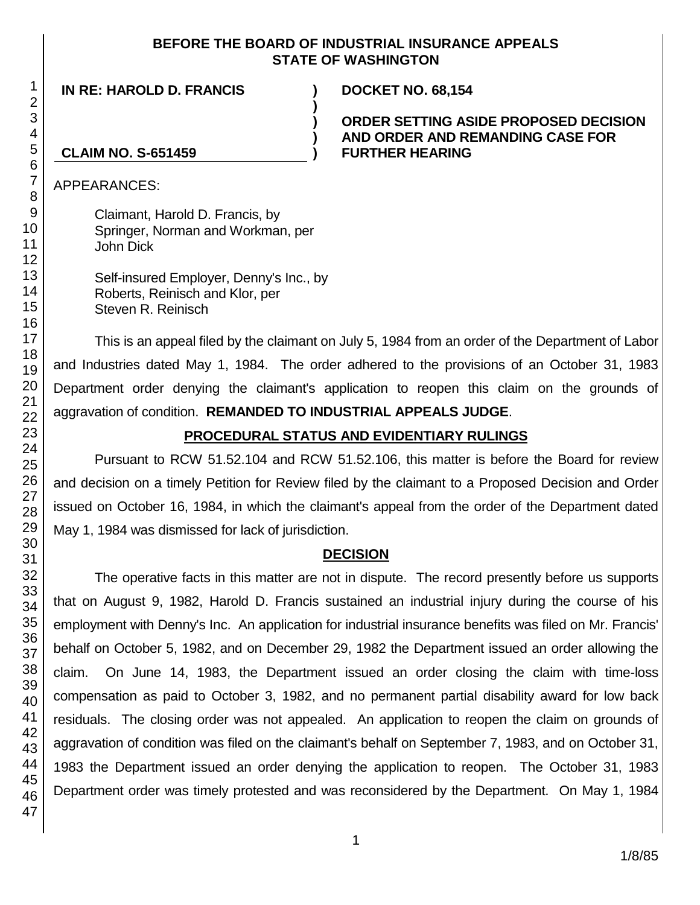**BEFORE THE BOARD OF INDUSTRIAL INSURANCE APPEALS**
**STATE OF WASHINGTON**

| | | |
|---|---|---|
| **IN RE: HAROLD D. FRANCIS** | **)** | **DOCKET NO. 68,154** |
| | **)** | |
| | **)** | **ORDER SETTING ASIDE PROPOSED DECISION** |
| | **)** | **AND ORDER AND REMANDING CASE FOR** |
| **CLAIM NO. S-651459** | **)** | **FURTHER HEARING** |

APPEARANCES:

Claimant, Harold D. Francis, by
Springer, Norman and Workman, per
John Dick

Self-insured Employer, Denny's Inc., by
Roberts, Reinisch and Klor, per
Steven R. Reinisch

This is an appeal filed by the claimant on July 5, 1984 from an order of the Department of Labor and Industries dated May 1, 1984. The order adhered to the provisions of an October 31, 1983 Department order denying the claimant's application to reopen this claim on the grounds of aggravation of condition. **REMANDED TO INDUSTRIAL APPEALS JUDGE**.

## PROCEDURAL STATUS AND EVIDENTIARY RULINGS

Pursuant to RCW 51.52.104 and RCW 51.52.106, this matter is before the Board for review and decision on a timely Petition for Review filed by the claimant to a Proposed Decision and Order issued on October 16, 1984, in which the claimant's appeal from the order of the Department dated May 1, 1984 was dismissed for lack of jurisdiction.

## DECISION

The operative facts in this matter are not in dispute. The record presently before us supports that on August 9, 1982, Harold D. Francis sustained an industrial injury during the course of his employment with Denny's Inc. An application for industrial insurance benefits was filed on Mr. Francis' behalf on October 5, 1982, and on December 29, 1982 the Department issued an order allowing the claim. On June 14, 1983, the Department issued an order closing the claim with time-loss compensation as paid to October 3, 1982, and no permanent partial disability award for low back residuals. The closing order was not appealed. An application to reopen the claim on grounds of aggravation of condition was filed on the claimant's behalf on September 7, 1983, and on October 31, 1983 the Department issued an order denying the application to reopen. The October 31, 1983 Department order was timely protested and was reconsidered by the Department. On May 1, 1984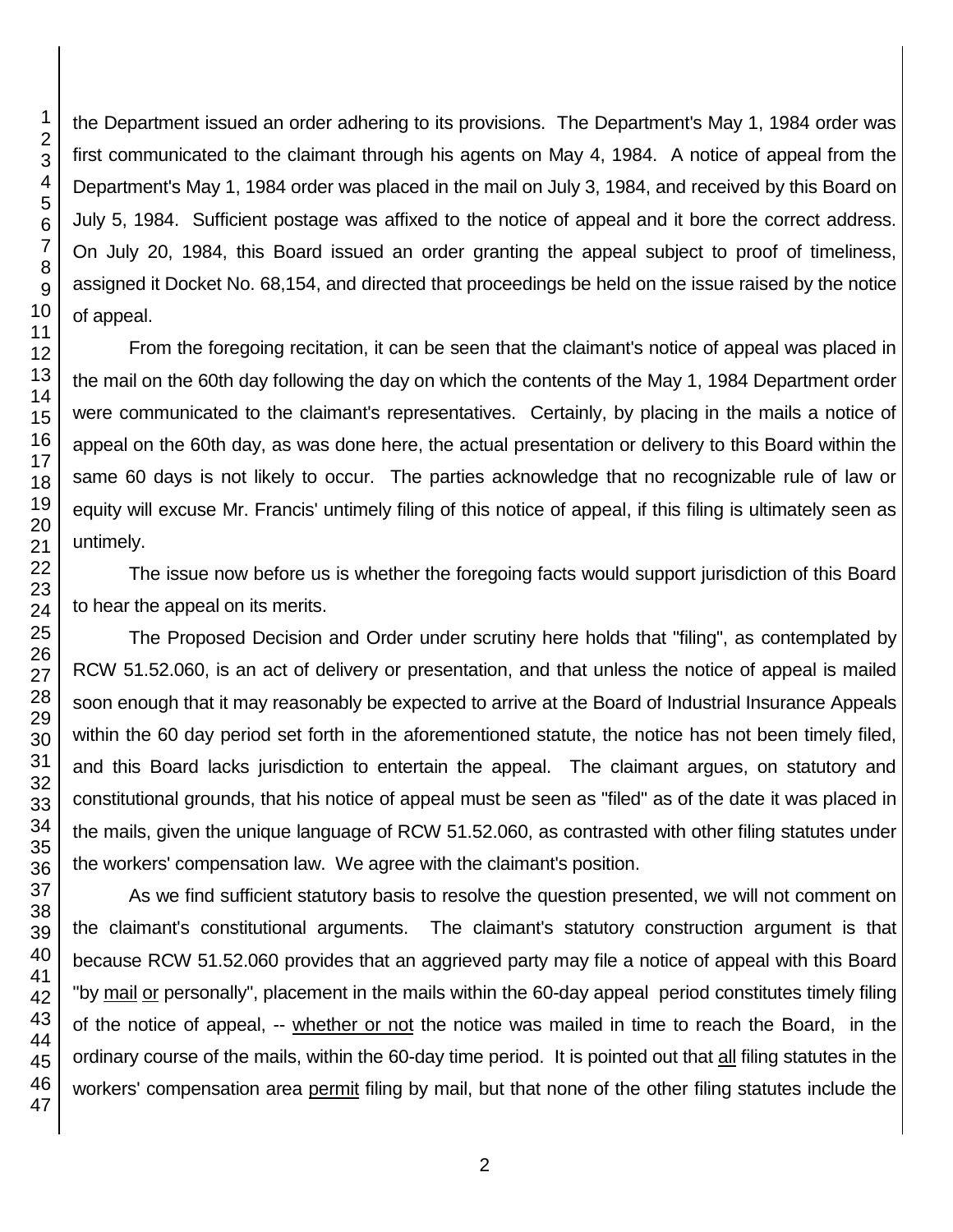the Department issued an order adhering to its provisions. The Department's May 1, 1984 order was first communicated to the claimant through his agents on May 4, 1984. A notice of appeal from the Department's May 1, 1984 order was placed in the mail on July 3, 1984, and received by this Board on July 5, 1984. Sufficient postage was affixed to the notice of appeal and it bore the correct address. On July 20, 1984, this Board issued an order granting the appeal subject to proof of timeliness, assigned it Docket No. 68,154, and directed that proceedings be held on the issue raised by the notice of appeal.

From the foregoing recitation, it can be seen that the claimant's notice of appeal was placed in the mail on the 60th day following the day on which the contents of the May 1, 1984 Department order were communicated to the claimant's representatives. Certainly, by placing in the mails a notice of appeal on the 60th day, as was done here, the actual presentation or delivery to this Board within the same 60 days is not likely to occur. The parties acknowledge that no recognizable rule of law or equity will excuse Mr. Francis' untimely filing of this notice of appeal, if this filing is ultimately seen as untimely.

The issue now before us is whether the foregoing facts would support jurisdiction of this Board to hear the appeal on its merits.

The Proposed Decision and Order under scrutiny here holds that "filing", as contemplated by RCW 51.52.060, is an act of delivery or presentation, and that unless the notice of appeal is mailed soon enough that it may reasonably be expected to arrive at the Board of Industrial Insurance Appeals within the 60 day period set forth in the aforementioned statute, the notice has not been timely filed, and this Board lacks jurisdiction to entertain the appeal. The claimant argues, on statutory and constitutional grounds, that his notice of appeal must be seen as "filed" as of the date it was placed in the mails, given the unique language of RCW 51.52.060, as contrasted with other filing statutes under the workers' compensation law. We agree with the claimant's position.

As we find sufficient statutory basis to resolve the question presented, we will not comment on the claimant's constitutional arguments. The claimant's statutory construction argument is that because RCW 51.52.060 provides that an aggrieved party may file a notice of appeal with this Board "by <u>mail</u> <u>or</u> personally", placement in the mails within the 60-day appeal period constitutes timely filing of the notice of appeal, -- <u>whether or not</u> the notice was mailed in time to reach the Board, in the ordinary course of the mails, within the 60-day time period. It is pointed out that <u>all</u> filing statutes in the workers' compensation area <u>permit</u> filing by mail, but that none of the other filing statutes include the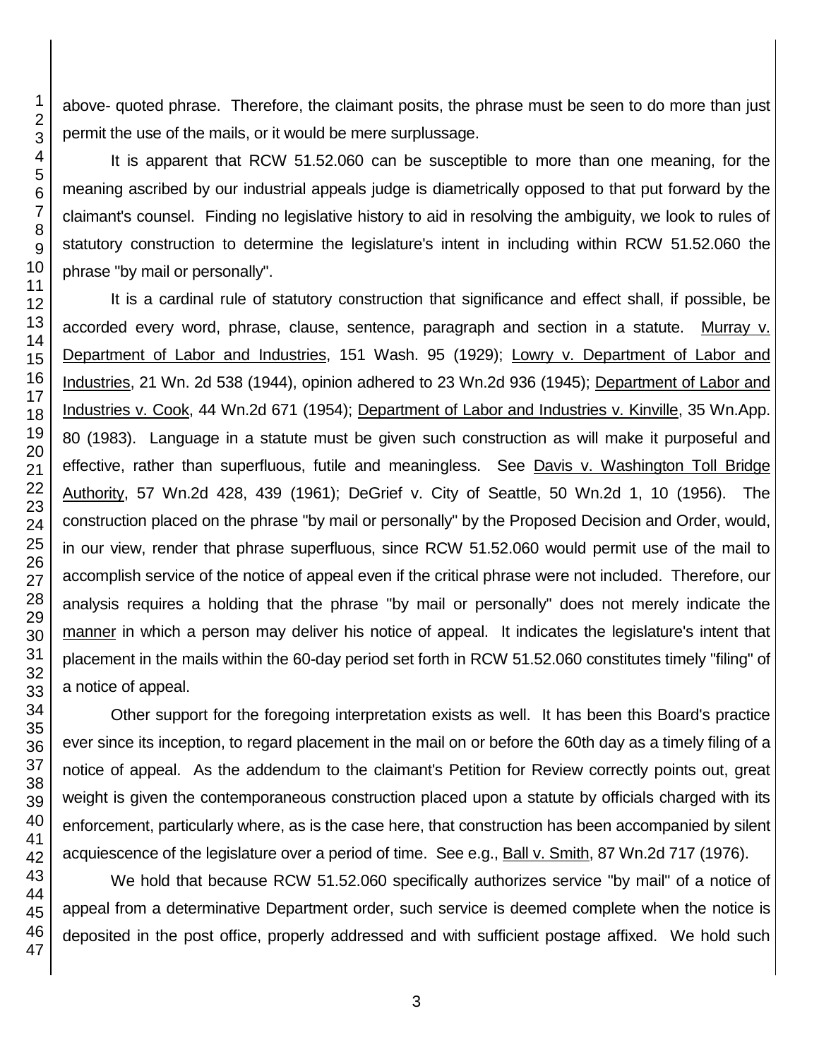above- quoted phrase. Therefore, the claimant posits, the phrase must be seen to do more than just permit the use of the mails, or it would be mere surplussage.

It is apparent that RCW 51.52.060 can be susceptible to more than one meaning, for the meaning ascribed by our industrial appeals judge is diametrically opposed to that put forward by the claimant's counsel. Finding no legislative history to aid in resolving the ambiguity, we look to rules of statutory construction to determine the legislature's intent in including within RCW 51.52.060 the phrase "by mail or personally".

It is a cardinal rule of statutory construction that significance and effect shall, if possible, be accorded every word, phrase, clause, sentence, paragraph and section in a statute. Murray v. Department of Labor and Industries, 151 Wash. 95 (1929); Lowry v. Department of Labor and Industries, 21 Wn. 2d 538 (1944), opinion adhered to 23 Wn.2d 936 (1945); Department of Labor and Industries v. Cook, 44 Wn.2d 671 (1954); Department of Labor and Industries v. Kinville, 35 Wn.App. 80 (1983). Language in a statute must be given such construction as will make it purposeful and effective, rather than superfluous, futile and meaningless. See Davis v. Washington Toll Bridge Authority, 57 Wn.2d 428, 439 (1961); DeGrief v. City of Seattle, 50 Wn.2d 1, 10 (1956). The construction placed on the phrase "by mail or personally" by the Proposed Decision and Order, would, in our view, render that phrase superfluous, since RCW 51.52.060 would permit use of the mail to accomplish service of the notice of appeal even if the critical phrase were not included. Therefore, our analysis requires a holding that the phrase "by mail or personally" does not merely indicate the manner in which a person may deliver his notice of appeal. It indicates the legislature's intent that placement in the mails within the 60-day period set forth in RCW 51.52.060 constitutes timely "filing" of a notice of appeal.

Other support for the foregoing interpretation exists as well. It has been this Board's practice ever since its inception, to regard placement in the mail on or before the 60th day as a timely filing of a notice of appeal. As the addendum to the claimant's Petition for Review correctly points out, great weight is given the contemporaneous construction placed upon a statute by officials charged with its enforcement, particularly where, as is the case here, that construction has been accompanied by silent acquiescence of the legislature over a period of time. See e.g., Ball v. Smith, 87 Wn.2d 717 (1976).

We hold that because RCW 51.52.060 specifically authorizes service "by mail" of a notice of appeal from a determinative Department order, such service is deemed complete when the notice is deposited in the post office, properly addressed and with sufficient postage affixed. We hold such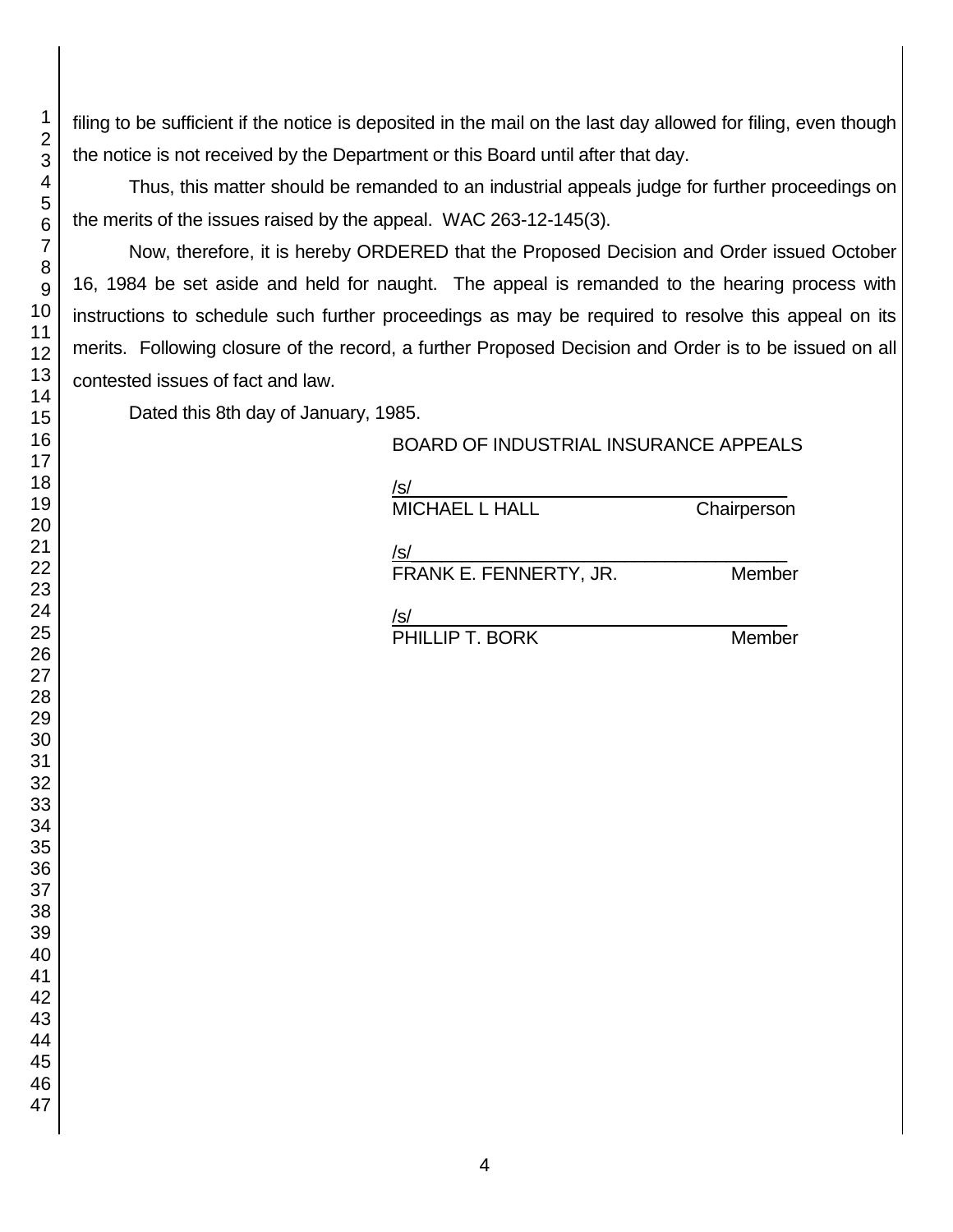filing to be sufficient if the notice is deposited in the mail on the last day allowed for filing, even though the notice is not received by the Department or this Board until after that day.

Thus, this matter should be remanded to an industrial appeals judge for further proceedings on the merits of the issues raised by the appeal. WAC 263-12-145(3).

Now, therefore, it is hereby ORDERED that the Proposed Decision and Order issued October 16, 1984 be set aside and held for naught. The appeal is remanded to the hearing process with instructions to schedule such further proceedings as may be required to resolve this appeal on its merits. Following closure of the record, a further Proposed Decision and Order is to be issued on all contested issues of fact and law.

Dated this 8th day of January, 1985.

BOARD OF INDUSTRIAL INSURANCE APPEALS

/s/
MICHAEL L HALL Chairperson

/s/
FRANK E. FENNERTY, JR. Member

/s/
PHILLIP T. BORK Member